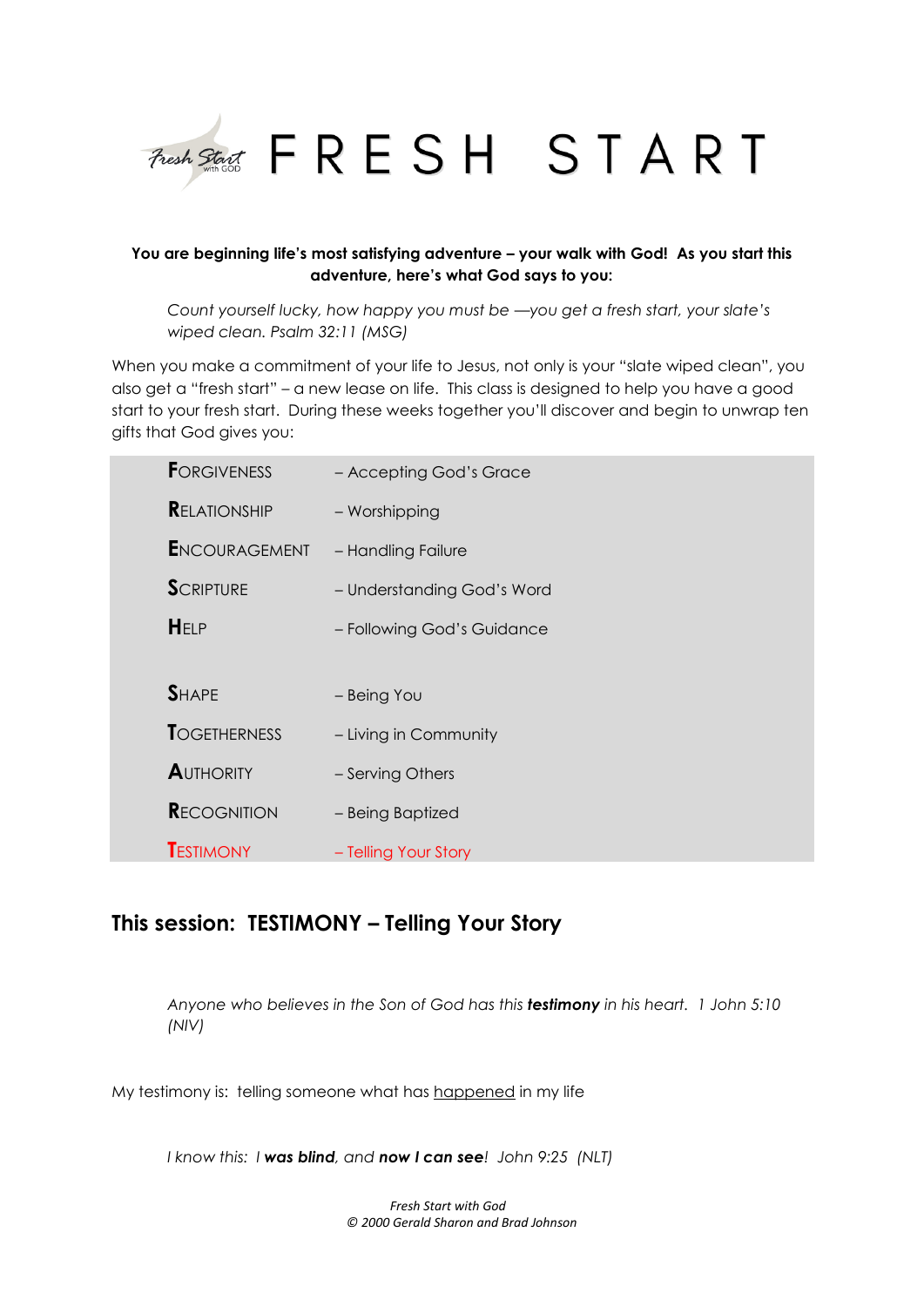# FRESH START

**You are beginning life's most satisfying adventure – your walk with God! As you start this adventure, here's what God says to you:**

> *Count yourself lucky, how happy you must be —you get a fresh start, your slate's wiped clean. Psalm 32:11 (MSG)*

When you make a commitment of your life to Jesus, not only is your "slate wiped clean", you also get a "fresh start" – a new lease on life. This class is designed to help you have a good start to your fresh start. During these weeks together you'll discover and begin to unwrap ten gifts that God gives you:

| | |
|---|---|
| **F**ORGIVENESS | – Accepting God's Grace |
| **R**ELATIONSHIP | – Worshipping |
| **E**NCOURAGEMENT | – Handling Failure |
| **S**CRIPTURE | – Understanding God's Word |
| **H**ELP | – Following God's Guidance |
| **S**HAPE | – Being You |
| **T**OGETHERNESS | – Living in Community |
| **A**UTHORITY | – Serving Others |
| **R**ECOGNITION | – Being Baptized |
| **T**ESTIMONY | – Telling Your Story |

## This session: TESTIMONY – Telling Your Story

> *Anyone who believes in the Son of God has this **testimony** in his heart. 1 John 5:10 (NIV)*

My testimony is: telling someone what has happened in my life

> *I know this: I **was blind**, and **now I can see**! John 9:25 (NLT)*

*Fresh Start with God*
*© 2000 Gerald Sharon and Brad Johnson*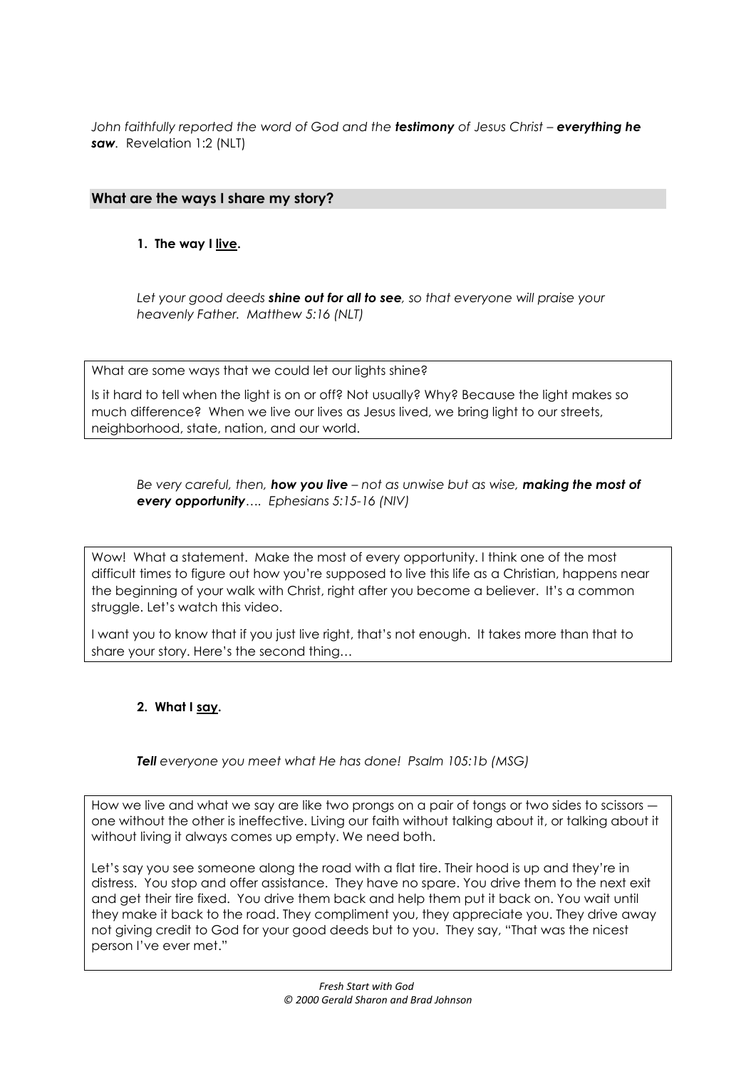*John faithfully reported the word of God and the* ***testimony*** *of Jesus Christ –* ***everything he saw****.* Revelation 1:2 (NLT)

## What are the ways I share my story?

**1. The way I <u>live</u>.**

*Let your good deeds* ***shine out for all to see****, so that everyone will praise your heavenly Father. Matthew 5:16 (NLT)*

What are some ways that we could let our lights shine?

Is it hard to tell when the light is on or off? Not usually? Why? Because the light makes so much difference? When we live our lives as Jesus lived, we bring light to our streets, neighborhood, state, nation, and our world.

*Be very careful, then,* ***how you live*** *– not as unwise but as wise,* ***making the most of every opportunity****…. Ephesians 5:15-16 (NIV)*

Wow! What a statement. Make the most of every opportunity. I think one of the most difficult times to figure out how you're supposed to live this life as a Christian, happens near the beginning of your walk with Christ, right after you become a believer. It's a common struggle. Let's watch this video.

I want you to know that if you just live right, that's not enough. It takes more than that to share your story. Here's the second thing…

**2. What I <u>say</u>.**

***Tell*** *everyone you meet what He has done! Psalm 105:1b (MSG)*

How we live and what we say are like two prongs on a pair of tongs or two sides to scissors — one without the other is ineffective. Living our faith without talking about it, or talking about it without living it always comes up empty. We need both.

Let's say you see someone along the road with a flat tire. Their hood is up and they're in distress. You stop and offer assistance. They have no spare. You drive them to the next exit and get their tire fixed. You drive them back and help them put it back on. You wait until they make it back to the road. They compliment you, they appreciate you. They drive away not giving credit to God for your good deeds but to you. They say, "That was the nicest person I've ever met."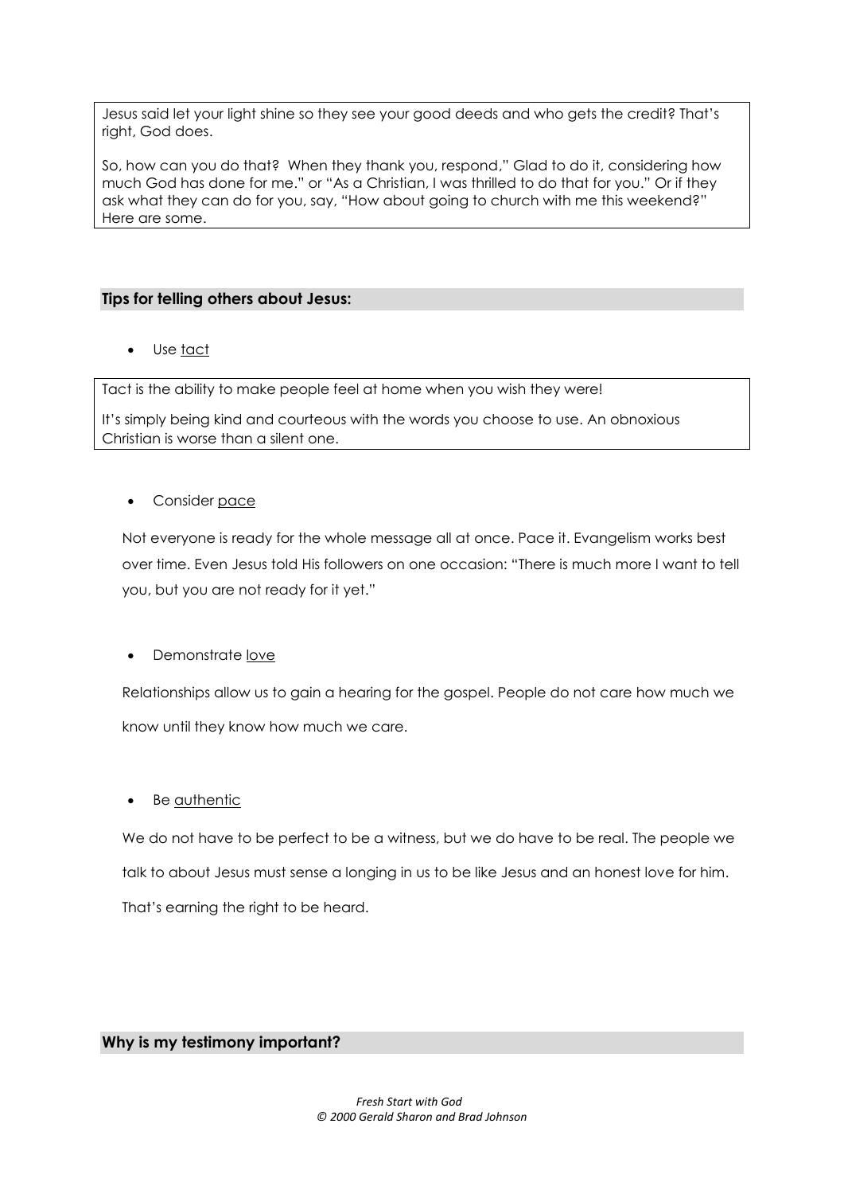Jesus said let your light shine so they see your good deeds and who gets the credit? That's right, God does.

So, how can you do that? When they thank you, respond," Glad to do it, considering how much God has done for me." or "As a Christian, I was thrilled to do that for you." Or if they ask what they can do for you, say, "How about going to church with me this weekend?" Here are some.

## Tips for telling others about Jesus:

- Use tact

Tact is the ability to make people feel at home when you wish they were!

It's simply being kind and courteous with the words you choose to use. An obnoxious Christian is worse than a silent one.

- Consider pace

Not everyone is ready for the whole message all at once. Pace it. Evangelism works best over time. Even Jesus told His followers on one occasion: "There is much more I want to tell you, but you are not ready for it yet."

- Demonstrate love

Relationships allow us to gain a hearing for the gospel. People do not care how much we know until they know how much we care.

- Be authentic

We do not have to be perfect to be a witness, but we do have to be real. The people we talk to about Jesus must sense a longing in us to be like Jesus and an honest love for him. That's earning the right to be heard.

## Why is my testimony important?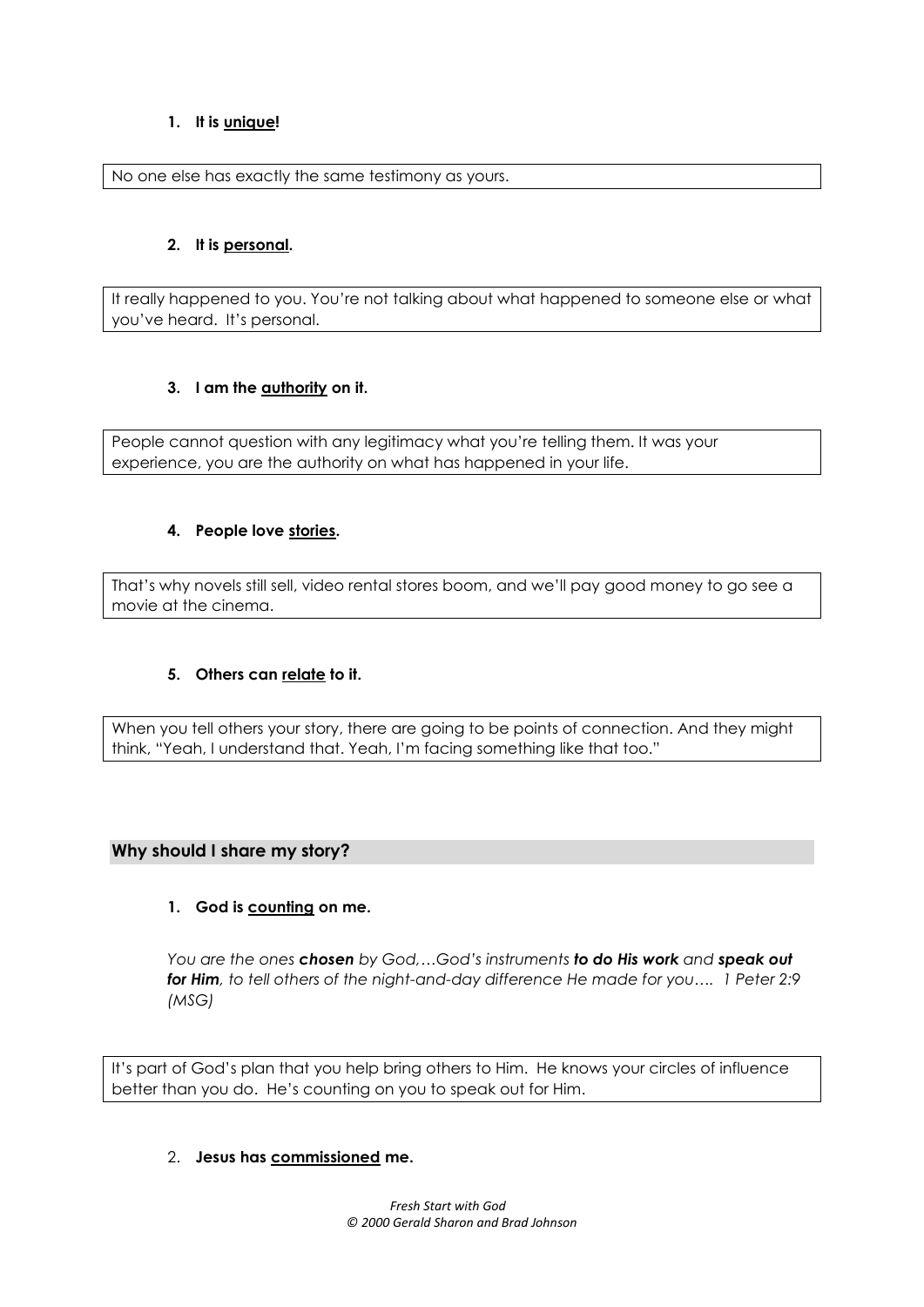1. **It is <u>unique</u>!**

No one else has exactly the same testimony as yours.

2. **It is <u>personal</u>.**

It really happened to you. You're not talking about what happened to someone else or what you've heard. It's personal.

3. **I am the <u>authority</u> on it.**

People cannot question with any legitimacy what you're telling them. It was your experience, you are the authority on what has happened in your life.

4. **People love <u>stories</u>.**

That's why novels still sell, video rental stores boom, and we'll pay good money to go see a movie at the cinema.

5. **Others can <u>relate</u> to it.**

When you tell others your story, there are going to be points of connection. And they might think, "Yeah, I understand that. Yeah, I'm facing something like that too."

## Why should I share my story?

1. **God is <u>counting</u> on me.**

*You are the ones* ***chosen*** *by God,…God's instruments* ***to do His work*** *and* ***speak out for Him****, to tell others of the night-and-day difference He made for you…. 1 Peter 2:9 (MSG)*

It's part of God's plan that you help bring others to Him. He knows your circles of influence better than you do. He's counting on you to speak out for Him.

2. **Jesus has <u>commissioned</u> me.**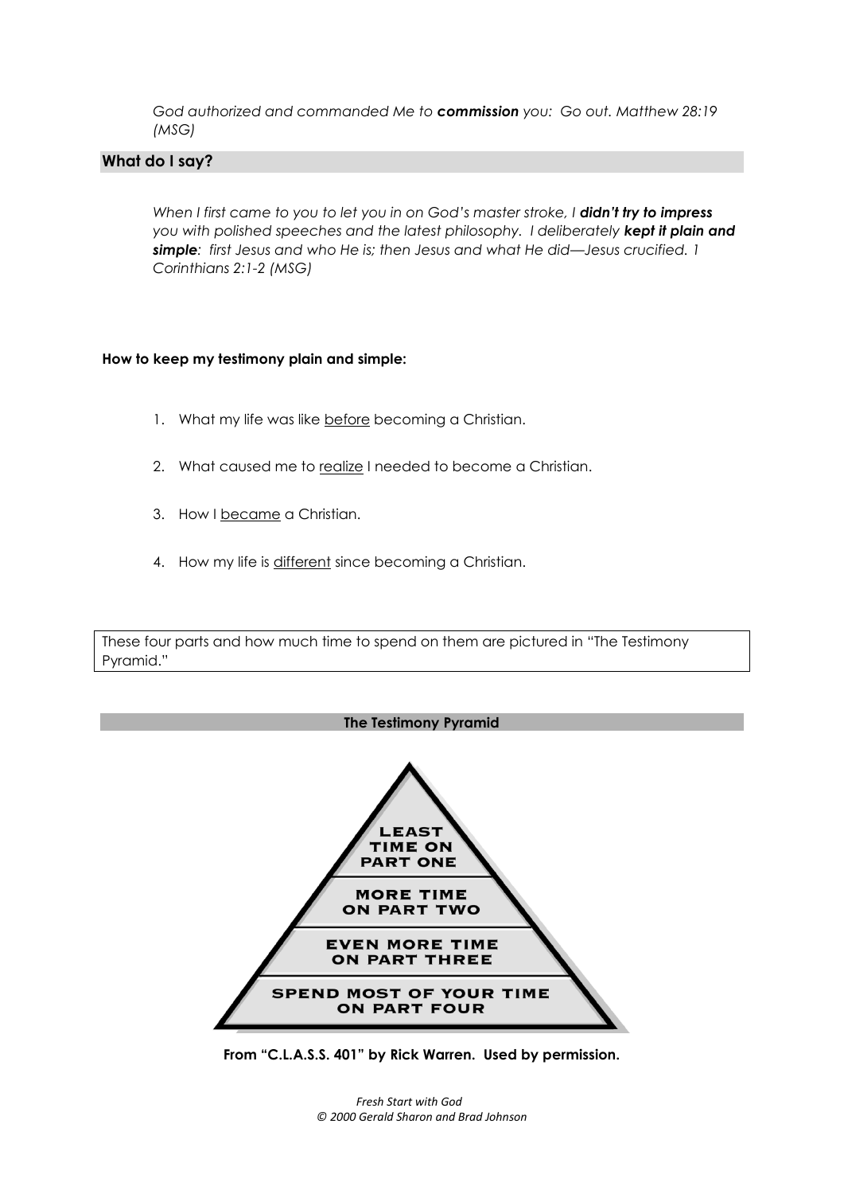*God authorized and commanded Me to **commission** you: Go out. Matthew 28:19 (MSG)*

## What do I say?

*When I first came to you to let you in on God's master stroke, I **didn't try to impress** you with polished speeches and the latest philosophy. I deliberately **kept it plain and simple**: first Jesus and who He is; then Jesus and what He did—Jesus crucified. 1 Corinthians 2:1-2 (MSG)*

**How to keep my testimony plain and simple:**

1. What my life was like before becoming a Christian.
2. What caused me to realize I needed to become a Christian.
3. How I became a Christian.
4. How my life is different since becoming a Christian.

These four parts and how much time to spend on them are pictured in "The Testimony Pyramid."

### The Testimony Pyramid

LEAST TIME ON PART ONE

MORE TIME ON PART TWO

EVEN MORE TIME ON PART THREE

SPEND MOST OF YOUR TIME ON PART FOUR

**From "C.L.A.S.S. 401" by Rick Warren. Used by permission.**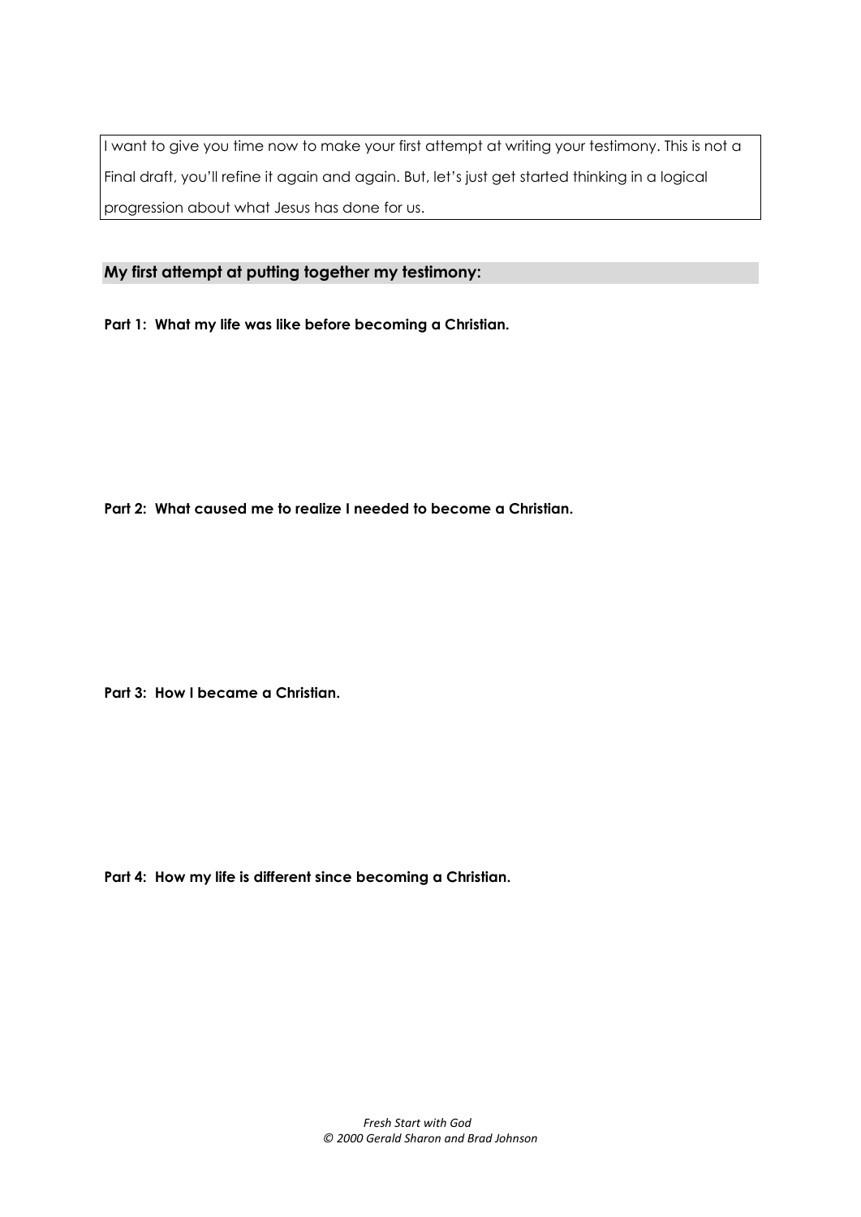I want to give you time now to make your first attempt at writing your testimony. This is not a Final draft, you'll refine it again and again. But, let's just get started thinking in a logical progression about what Jesus has done for us.

## My first attempt at putting together my testimony:

**Part 1: What my life was like before becoming a Christian.**

**Part 2: What caused me to realize I needed to become a Christian.**

**Part 3: How I became a Christian.**

**Part 4: How my life is different since becoming a Christian.**

*Fresh Start with God*
*© 2000 Gerald Sharon and Brad Johnson*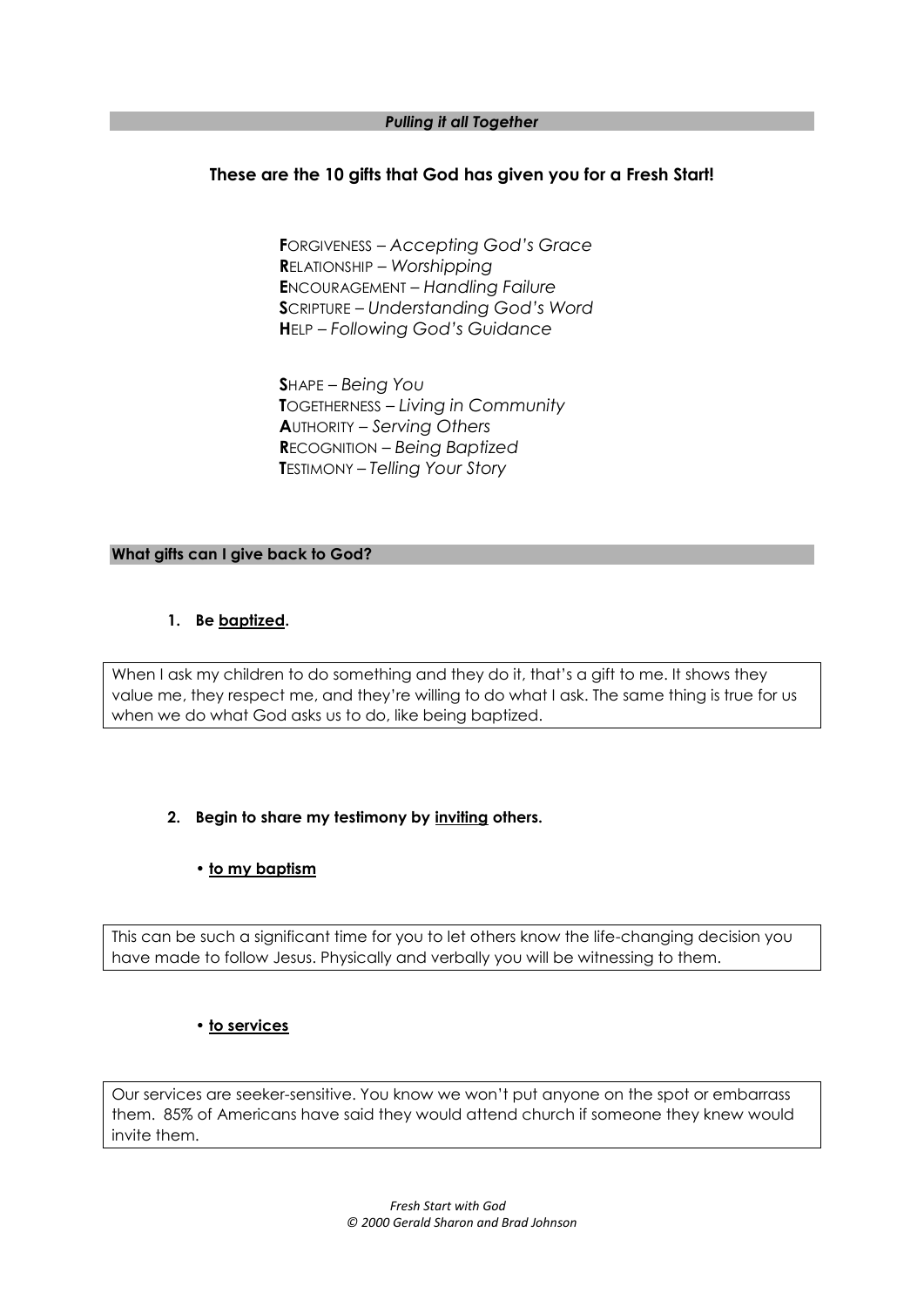## *Pulling it all Together*

### These are the 10 gifts that God has given you for a Fresh Start!

**F**ORGIVENESS – *Accepting God's Grace*
**R**ELATIONSHIP – *Worshipping*
**E**NCOURAGEMENT – *Handling Failure*
**S**CRIPTURE – *Understanding God's Word*
**H**ELP – *Following God's Guidance*

**S**HAPE – *Being You*
**T**OGETHERNESS – *Living in Community*
**A**UTHORITY – *Serving Others*
**R**ECOGNITION – *Being Baptized*
**T**ESTIMONY – *Telling Your Story*

## What gifts can I give back to God?

1. **Be <u>baptized</u>.**

When I ask my children to do something and they do it, that's a gift to me. It shows they value me, they respect me, and they're willing to do what I ask. The same thing is true for us when we do what God asks us to do, like being baptized.

2. **Begin to share my testimony by <u>inviting</u> others.**

   - **<u>to my baptism</u>**

This can be such a significant time for you to let others know the life-changing decision you have made to follow Jesus. Physically and verbally you will be witnessing to them.

   - **<u>to services</u>**

Our services are seeker-sensitive. You know we won't put anyone on the spot or embarrass them. 85% of Americans have said they would attend church if someone they knew would invite them.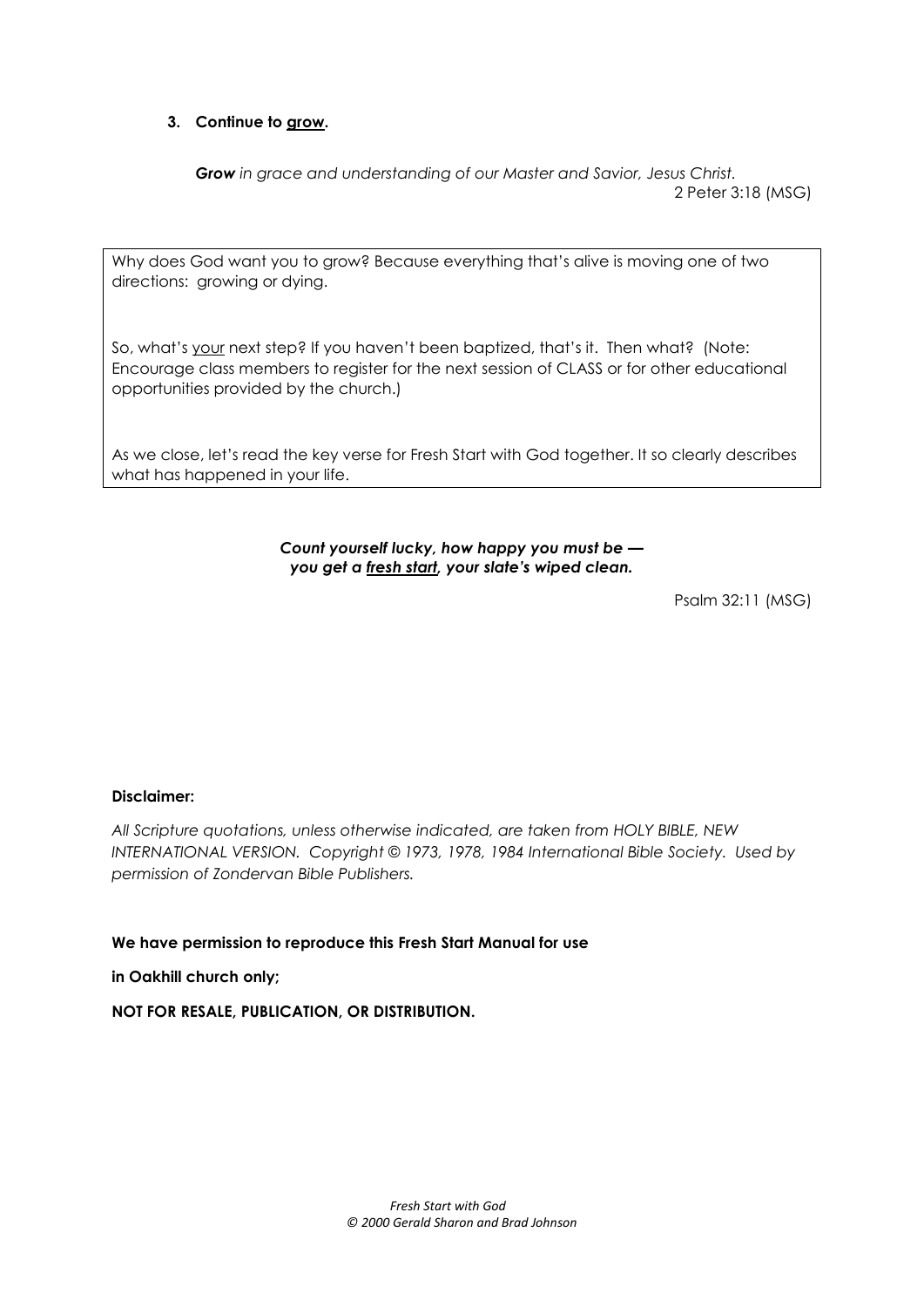**3. Continue to <u>grow</u>.**

> ***Grow** in grace and understanding of our Master and Savior, Jesus Christ.*
> 2 Peter 3:18 (MSG)

Why does God want you to grow? Because everything that's alive is moving one of two directions: growing or dying.

So, what's <u>your</u> next step? If you haven't been baptized, that's it. Then what? (Note: Encourage class members to register for the next session of CLASS or for other educational opportunities provided by the church.)

As we close, let's read the key verse for Fresh Start with God together. It so clearly describes what has happened in your life.

> ***Count yourself lucky, how happy you must be —***
> ***you get a <u>fresh start</u>, your slate's wiped clean.***

Psalm 32:11 (MSG)

**Disclaimer:**

*All Scripture quotations, unless otherwise indicated, are taken from HOLY BIBLE, NEW INTERNATIONAL VERSION. Copyright © 1973, 1978, 1984 International Bible Society. Used by permission of Zondervan Bible Publishers.*

**We have permission to reproduce this Fresh Start Manual for use**

**in Oakhill church only;**

**NOT FOR RESALE, PUBLICATION, OR DISTRIBUTION.**

*Fresh Start with God*
*© 2000 Gerald Sharon and Brad Johnson*